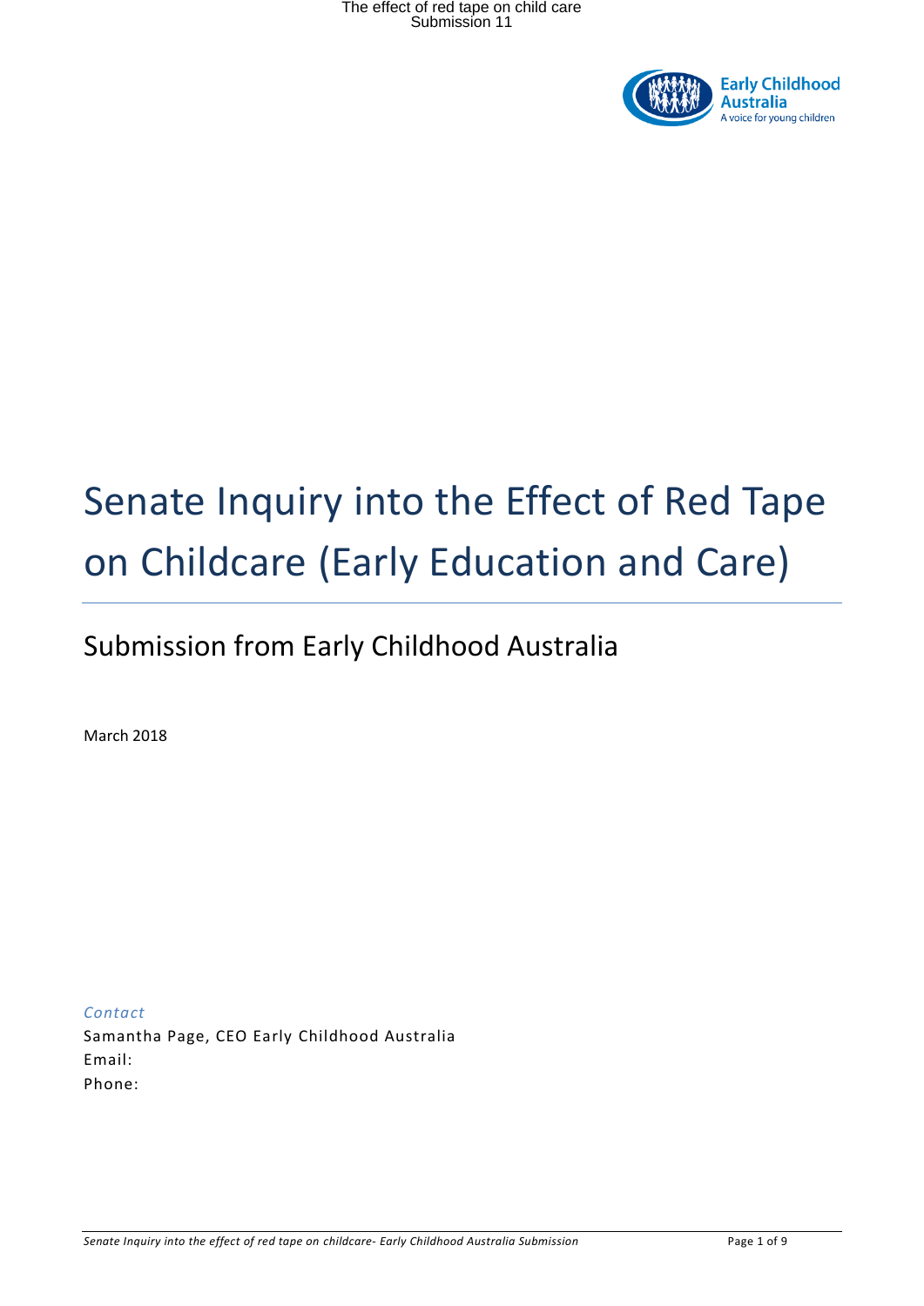# Senate Inquiry into the Effect of Red Tape on Childcare (Early Education and Care)

## Submission from Early Childhood Australia

March 2018

*Contact*

Samantha Page, CEO Early Childhood Australia

Email:

Phone: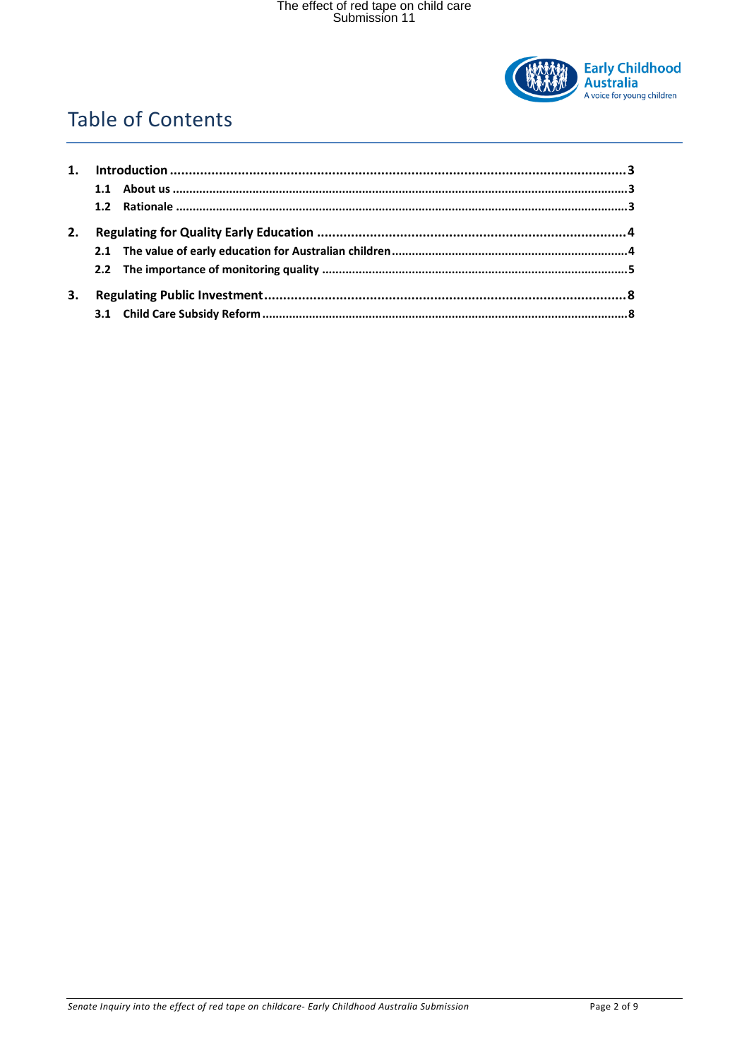# Table of Contents

1. **Introduction** ... 3
   - **1.1 About us** ... 3
   - **1.2 Rationale** ... 3
2. **Regulating for Quality Early Education** ... 4
   - **2.1 The value of early education for Australian children** ... 4
   - **2.2 The importance of monitoring quality** ... 5
3. **Regulating Public Investment** ... 8
   - **3.1 Child Care Subsidy Reform** ... 8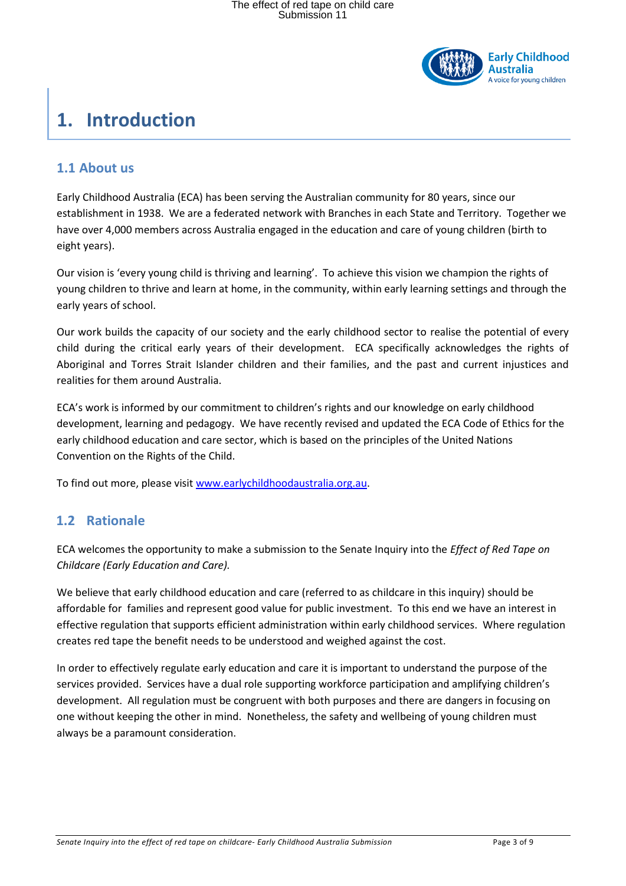# 1. Introduction

## 1.1 About us

Early Childhood Australia (ECA) has been serving the Australian community for 80 years, since our establishment in 1938. We are a federated network with Branches in each State and Territory. Together we have over 4,000 members across Australia engaged in the education and care of young children (birth to eight years).

Our vision is 'every young child is thriving and learning'. To achieve this vision we champion the rights of young children to thrive and learn at home, in the community, within early learning settings and through the early years of school.

Our work builds the capacity of our society and the early childhood sector to realise the potential of every child during the critical early years of their development. ECA specifically acknowledges the rights of Aboriginal and Torres Strait Islander children and their families, and the past and current injustices and realities for them around Australia.

ECA's work is informed by our commitment to children's rights and our knowledge on early childhood development, learning and pedagogy. We have recently revised and updated the ECA Code of Ethics for the early childhood education and care sector, which is based on the principles of the United Nations Convention on the Rights of the Child.

To find out more, please visit [www.earlychildhoodaustralia.org.au](http://www.earlychildhoodaustralia.org.au).

## 1.2 Rationale

ECA welcomes the opportunity to make a submission to the Senate Inquiry into the *Effect of Red Tape on Childcare (Early Education and Care).*

We believe that early childhood education and care (referred to as childcare in this inquiry) should be affordable for families and represent good value for public investment. To this end we have an interest in effective regulation that supports efficient administration within early childhood services. Where regulation creates red tape the benefit needs to be understood and weighed against the cost.

In order to effectively regulate early education and care it is important to understand the purpose of the services provided. Services have a dual role supporting workforce participation and amplifying children's development. All regulation must be congruent with both purposes and there are dangers in focusing on one without keeping the other in mind. Nonetheless, the safety and wellbeing of young children must always be a paramount consideration.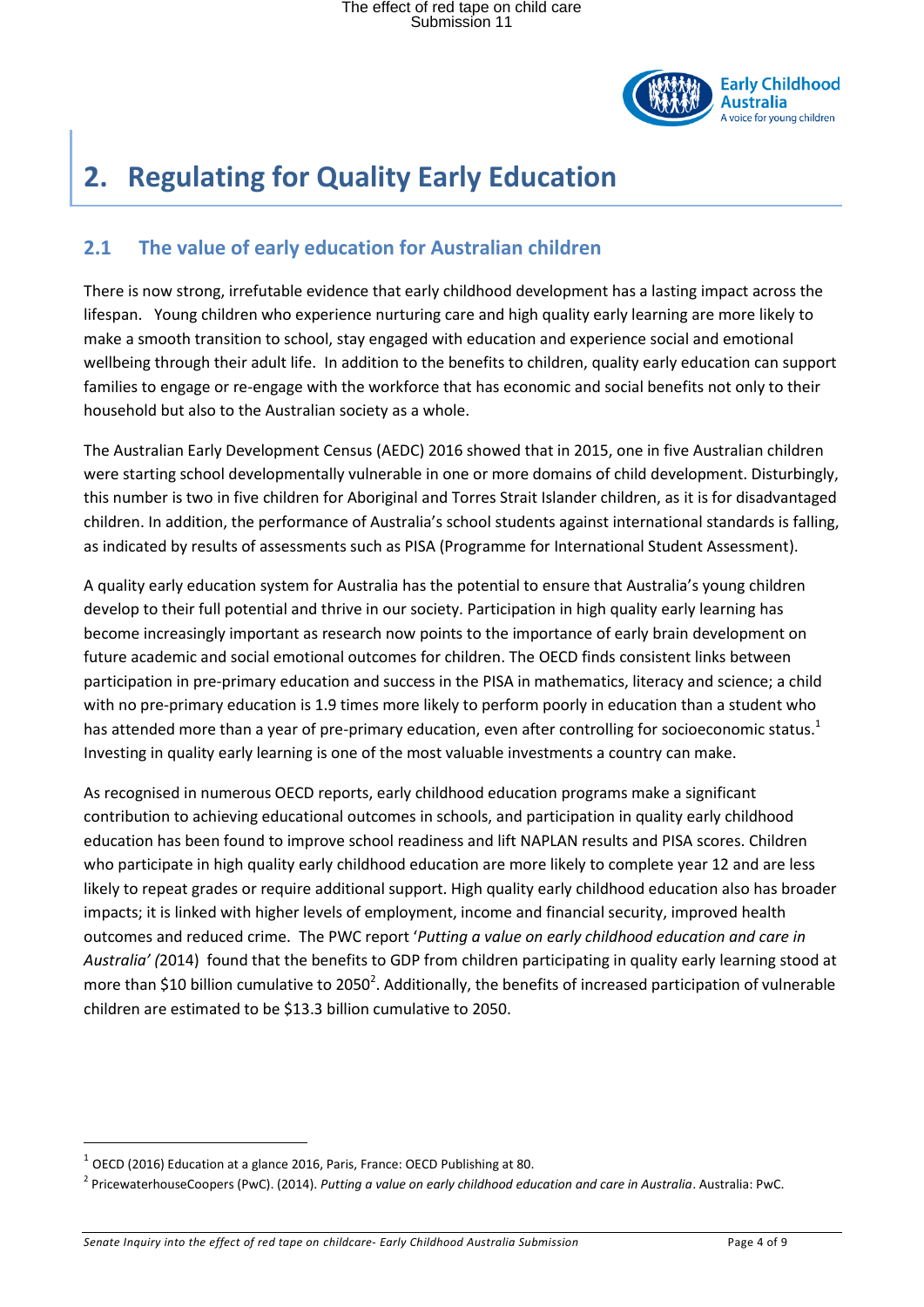# 2. Regulating for Quality Early Education

## 2.1 The value of early education for Australian children

There is now strong, irrefutable evidence that early childhood development has a lasting impact across the lifespan. Young children who experience nurturing care and high quality early learning are more likely to make a smooth transition to school, stay engaged with education and experience social and emotional wellbeing through their adult life. In addition to the benefits to children, quality early education can support families to engage or re-engage with the workforce that has economic and social benefits not only to their household but also to the Australian society as a whole.

The Australian Early Development Census (AEDC) 2016 showed that in 2015, one in five Australian children were starting school developmentally vulnerable in one or more domains of child development. Disturbingly, this number is two in five children for Aboriginal and Torres Strait Islander children, as it is for disadvantaged children. In addition, the performance of Australia's school students against international standards is falling, as indicated by results of assessments such as PISA (Programme for International Student Assessment).

A quality early education system for Australia has the potential to ensure that Australia's young children develop to their full potential and thrive in our society. Participation in high quality early learning has become increasingly important as research now points to the importance of early brain development on future academic and social emotional outcomes for children. The OECD finds consistent links between participation in pre-primary education and success in the PISA in mathematics, literacy and science; a child with no pre-primary education is 1.9 times more likely to perform poorly in education than a student who has attended more than a year of pre-primary education, even after controlling for socioeconomic status.[1] Investing in quality early learning is one of the most valuable investments a country can make.

As recognised in numerous OECD reports, early childhood education programs make a significant contribution to achieving educational outcomes in schools, and participation in quality early childhood education has been found to improve school readiness and lift NAPLAN results and PISA scores. Children who participate in high quality early childhood education are more likely to complete year 12 and are less likely to repeat grades or require additional support. High quality early childhood education also has broader impacts; it is linked with higher levels of employment, income and financial security, improved health outcomes and reduced crime. The PWC report '*Putting a value on early childhood education and care in Australia' (*2014) found that the benefits to GDP from children participating in quality early learning stood at more than $10 billion cumulative to 2050[2]. Additionally, the benefits of increased participation of vulnerable children are estimated to be $13.3 billion cumulative to 2050.

---

[1] OECD (2016) Education at a glance 2016, Paris, France: OECD Publishing at 80.

[2] PricewaterhouseCoopers (PwC). (2014). *Putting a value on early childhood education and care in Australia*. Australia: PwC.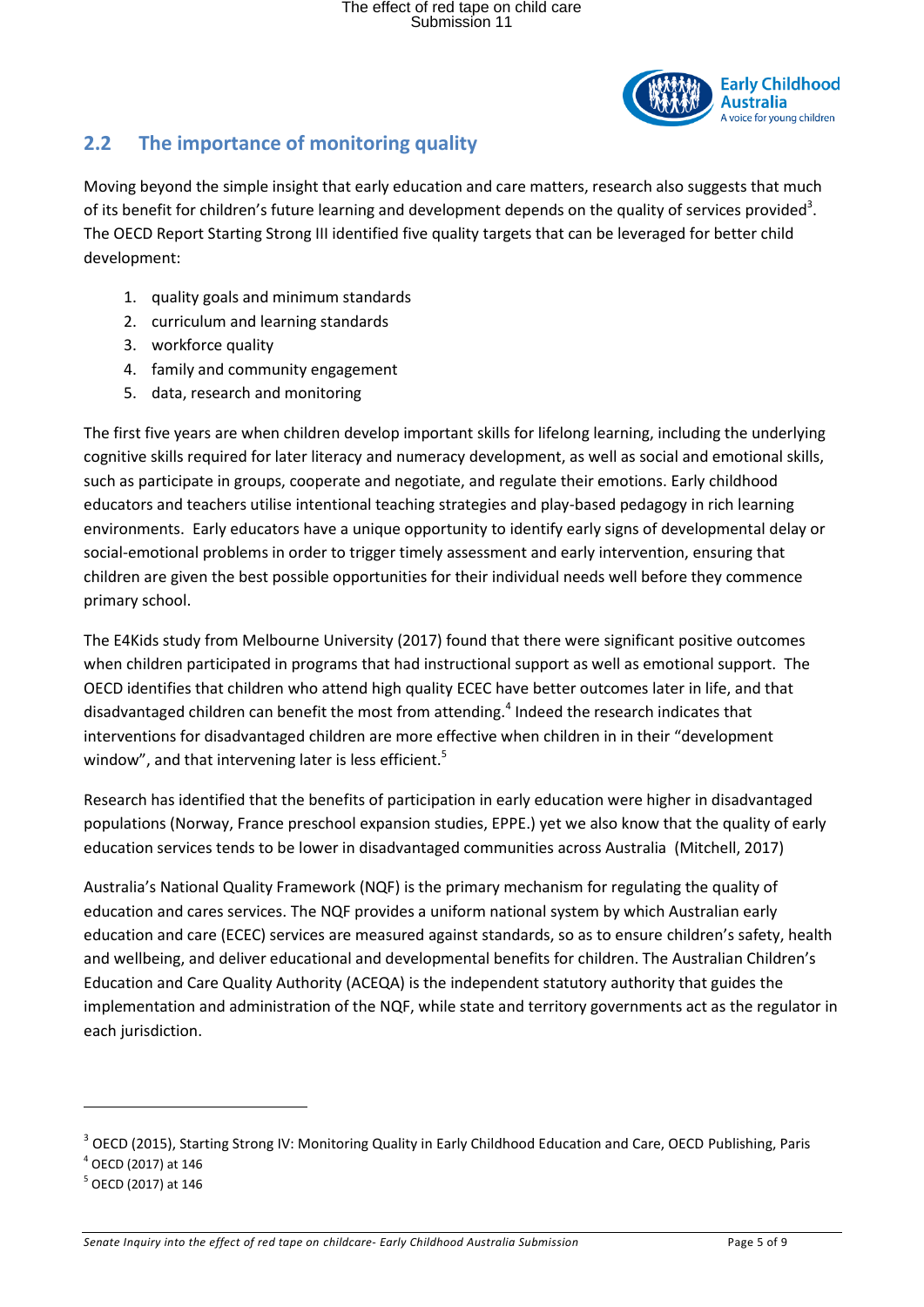## 2.2 The importance of monitoring quality

Moving beyond the simple insight that early education and care matters, research also suggests that much of its benefit for children's future learning and development depends on the quality of services provided[3]. The OECD Report Starting Strong III identified five quality targets that can be leveraged for better child development:

1. quality goals and minimum standards
2. curriculum and learning standards
3. workforce quality
4. family and community engagement
5. data, research and monitoring

The first five years are when children develop important skills for lifelong learning, including the underlying cognitive skills required for later literacy and numeracy development, as well as social and emotional skills, such as participate in groups, cooperate and negotiate, and regulate their emotions. Early childhood educators and teachers utilise intentional teaching strategies and play-based pedagogy in rich learning environments. Early educators have a unique opportunity to identify early signs of developmental delay or social-emotional problems in order to trigger timely assessment and early intervention, ensuring that children are given the best possible opportunities for their individual needs well before they commence primary school.

The E4Kids study from Melbourne University (2017) found that there were significant positive outcomes when children participated in programs that had instructional support as well as emotional support. The OECD identifies that children who attend high quality ECEC have better outcomes later in life, and that disadvantaged children can benefit the most from attending.[4] Indeed the research indicates that interventions for disadvantaged children are more effective when children in in their "development window", and that intervening later is less efficient.[5]

Research has identified that the benefits of participation in early education were higher in disadvantaged populations (Norway, France preschool expansion studies, EPPE.) yet we also know that the quality of early education services tends to be lower in disadvantaged communities across Australia (Mitchell, 2017)

Australia's National Quality Framework (NQF) is the primary mechanism for regulating the quality of education and cares services. The NQF provides a uniform national system by which Australian early education and care (ECEC) services are measured against standards, so as to ensure children's safety, health and wellbeing, and deliver educational and developmental benefits for children. The Australian Children's Education and Care Quality Authority (ACEQA) is the independent statutory authority that guides the implementation and administration of the NQF, while state and territory governments act as the regulator in each jurisdiction.

---

[3] OECD (2015), Starting Strong IV: Monitoring Quality in Early Childhood Education and Care, OECD Publishing, Paris

[4] OECD (2017) at 146

[5] OECD (2017) at 146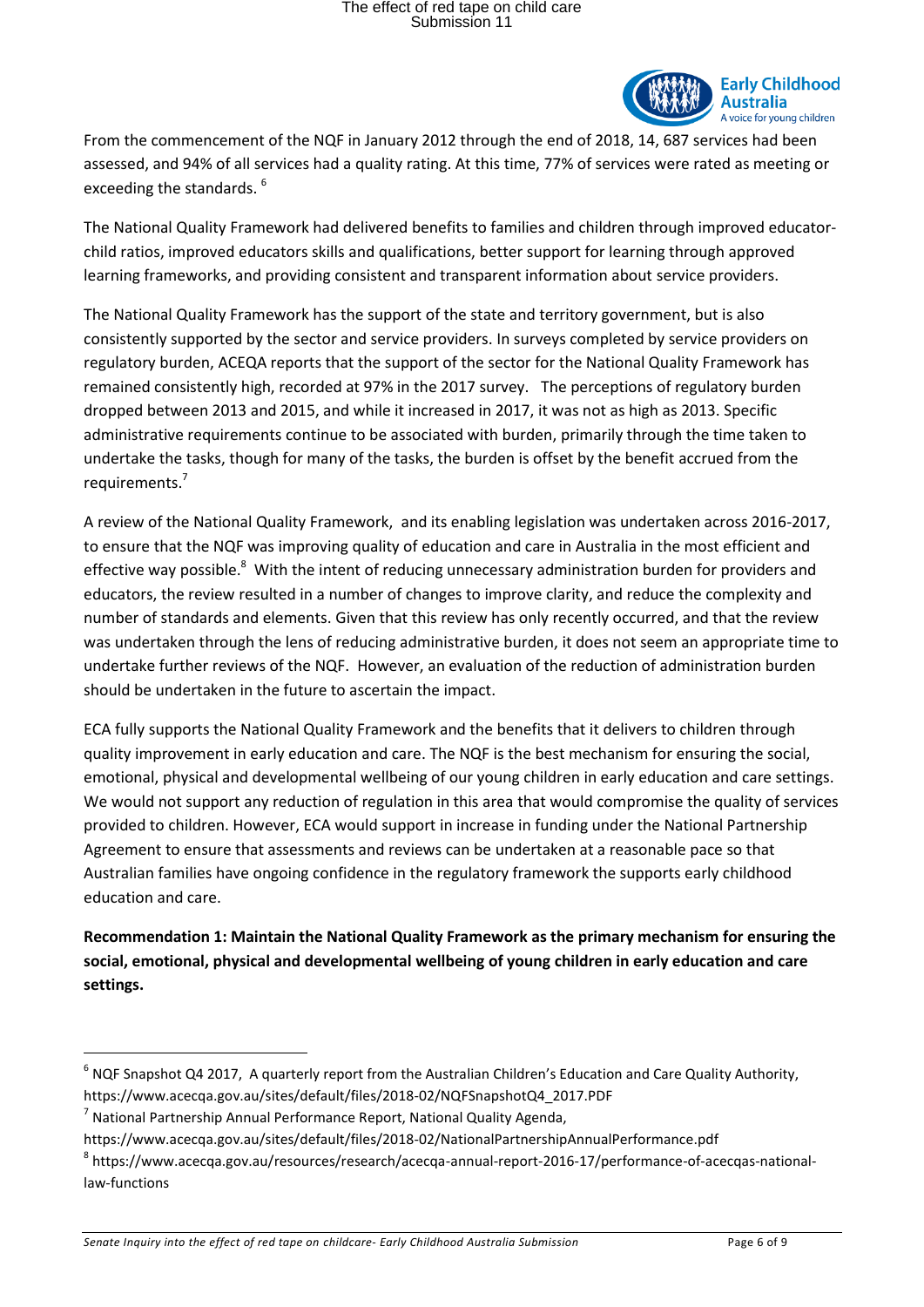From the commencement of the NQF in January 2012 through the end of 2018, 14, 687 services had been assessed, and 94% of all services had a quality rating. At this time, 77% of services were rated as meeting or exceeding the standards. [6]

The National Quality Framework had delivered benefits to families and children through improved educator-child ratios, improved educators skills and qualifications, better support for learning through approved learning frameworks, and providing consistent and transparent information about service providers.

The National Quality Framework has the support of the state and territory government, but is also consistently supported by the sector and service providers. In surveys completed by service providers on regulatory burden, ACEQA reports that the support of the sector for the National Quality Framework has remained consistently high, recorded at 97% in the 2017 survey. The perceptions of regulatory burden dropped between 2013 and 2015, and while it increased in 2017, it was not as high as 2013. Specific administrative requirements continue to be associated with burden, primarily through the time taken to undertake the tasks, though for many of the tasks, the burden is offset by the benefit accrued from the requirements.[7]

A review of the National Quality Framework, and its enabling legislation was undertaken across 2016-2017, to ensure that the NQF was improving quality of education and care in Australia in the most efficient and effective way possible.[8] With the intent of reducing unnecessary administration burden for providers and educators, the review resulted in a number of changes to improve clarity, and reduce the complexity and number of standards and elements. Given that this review has only recently occurred, and that the review was undertaken through the lens of reducing administrative burden, it does not seem an appropriate time to undertake further reviews of the NQF. However, an evaluation of the reduction of administration burden should be undertaken in the future to ascertain the impact.

ECA fully supports the National Quality Framework and the benefits that it delivers to children through quality improvement in early education and care. The NQF is the best mechanism for ensuring the social, emotional, physical and developmental wellbeing of our young children in early education and care settings. We would not support any reduction of regulation in this area that would compromise the quality of services provided to children. However, ECA would support in increase in funding under the National Partnership Agreement to ensure that assessments and reviews can be undertaken at a reasonable pace so that Australian families have ongoing confidence in the regulatory framework the supports early childhood education and care.

**Recommendation 1: Maintain the National Quality Framework as the primary mechanism for ensuring the social, emotional, physical and developmental wellbeing of young children in early education and care settings.**

---

[6] NQF Snapshot Q4 2017, A quarterly report from the Australian Children's Education and Care Quality Authority, https://www.acecqa.gov.au/sites/default/files/2018-02/NQFSnapshotQ4_2017.PDF

[7] National Partnership Annual Performance Report, National Quality Agenda, https://www.acecqa.gov.au/sites/default/files/2018-02/NationalPartnershipAnnualPerformance.pdf

[8] https://www.acecqa.gov.au/resources/research/acecqa-annual-report-2016-17/performance-of-acecqas-national-law-functions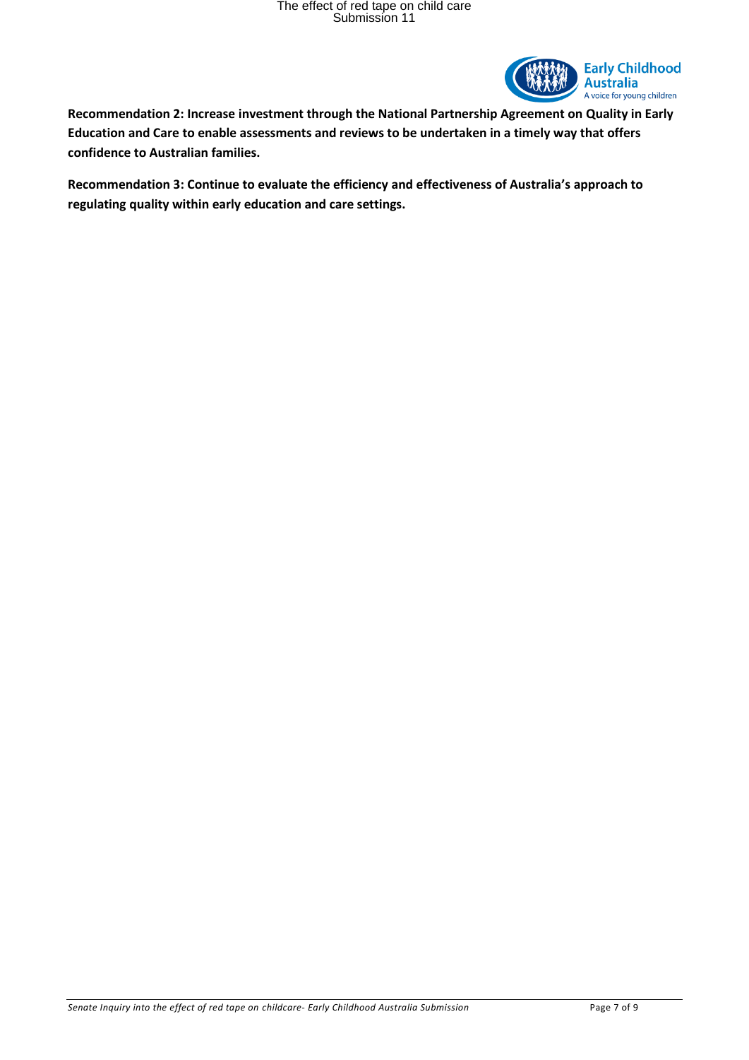**Recommendation 2: Increase investment through the National Partnership Agreement on Quality in Early Education and Care to enable assessments and reviews to be undertaken in a timely way that offers confidence to Australian families.**

**Recommendation 3: Continue to evaluate the efficiency and effectiveness of Australia's approach to regulating quality within early education and care settings.**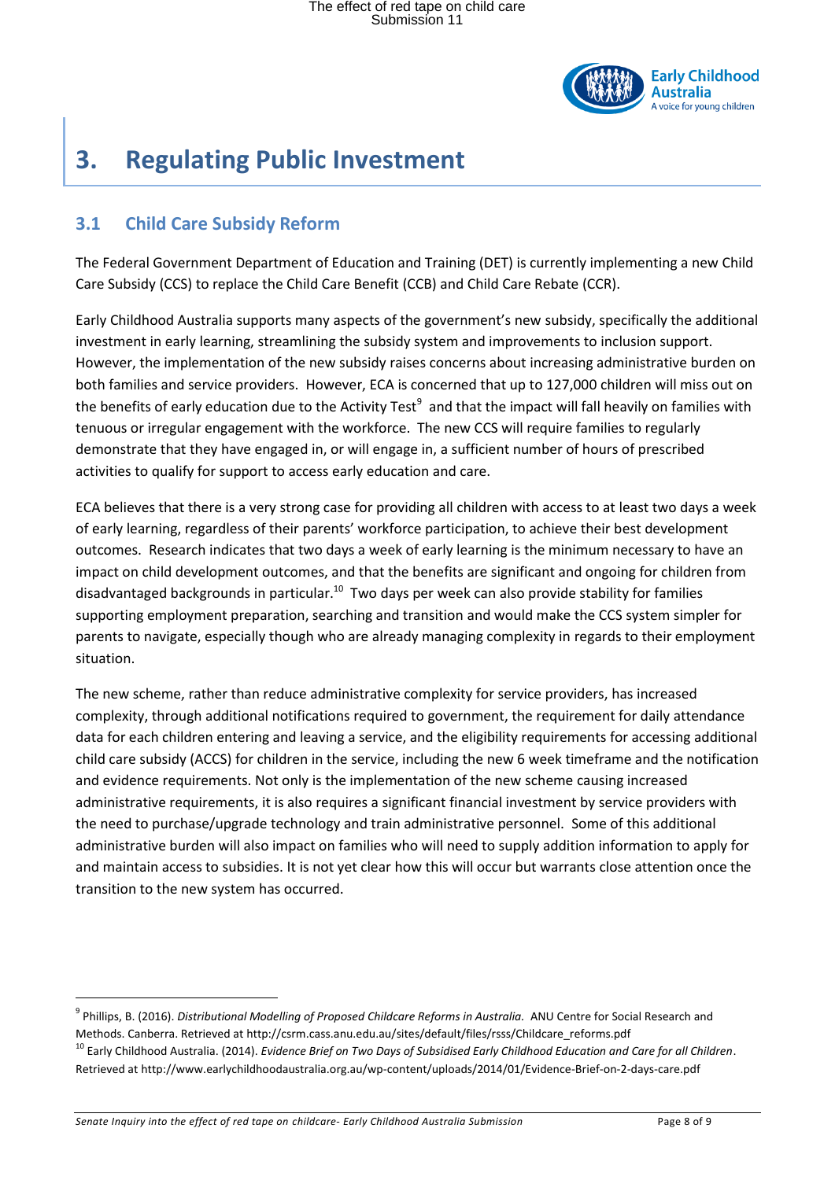# 3. Regulating Public Investment

## 3.1 Child Care Subsidy Reform

The Federal Government Department of Education and Training (DET) is currently implementing a new Child Care Subsidy (CCS) to replace the Child Care Benefit (CCB) and Child Care Rebate (CCR).

Early Childhood Australia supports many aspects of the government's new subsidy, specifically the additional investment in early learning, streamlining the subsidy system and improvements to inclusion support. However, the implementation of the new subsidy raises concerns about increasing administrative burden on both families and service providers. However, ECA is concerned that up to 127,000 children will miss out on the benefits of early education due to the Activity Test[9] and that the impact will fall heavily on families with tenuous or irregular engagement with the workforce. The new CCS will require families to regularly demonstrate that they have engaged in, or will engage in, a sufficient number of hours of prescribed activities to qualify for support to access early education and care.

ECA believes that there is a very strong case for providing all children with access to at least two days a week of early learning, regardless of their parents' workforce participation, to achieve their best development outcomes. Research indicates that two days a week of early learning is the minimum necessary to have an impact on child development outcomes, and that the benefits are significant and ongoing for children from disadvantaged backgrounds in particular.[10] Two days per week can also provide stability for families supporting employment preparation, searching and transition and would make the CCS system simpler for parents to navigate, especially though who are already managing complexity in regards to their employment situation.

The new scheme, rather than reduce administrative complexity for service providers, has increased complexity, through additional notifications required to government, the requirement for daily attendance data for each children entering and leaving a service, and the eligibility requirements for accessing additional child care subsidy (ACCS) for children in the service, including the new 6 week timeframe and the notification and evidence requirements. Not only is the implementation of the new scheme causing increased administrative requirements, it is also requires a significant financial investment by service providers with the need to purchase/upgrade technology and train administrative personnel. Some of this additional administrative burden will also impact on families who will need to supply addition information to apply for and maintain access to subsidies. It is not yet clear how this will occur but warrants close attention once the transition to the new system has occurred.

---

[9] Phillips, B. (2016). *Distributional Modelling of Proposed Childcare Reforms in Australia.* ANU Centre for Social Research and Methods. Canberra. Retrieved at http://csrm.cass.anu.edu.au/sites/default/files/rsss/Childcare_reforms.pdf

[10] Early Childhood Australia. (2014). *Evidence Brief on Two Days of Subsidised Early Childhood Education and Care for all Children*. Retrieved at http://www.earlychildhoodaustralia.org.au/wp-content/uploads/2014/01/Evidence-Brief-on-2-days-care.pdf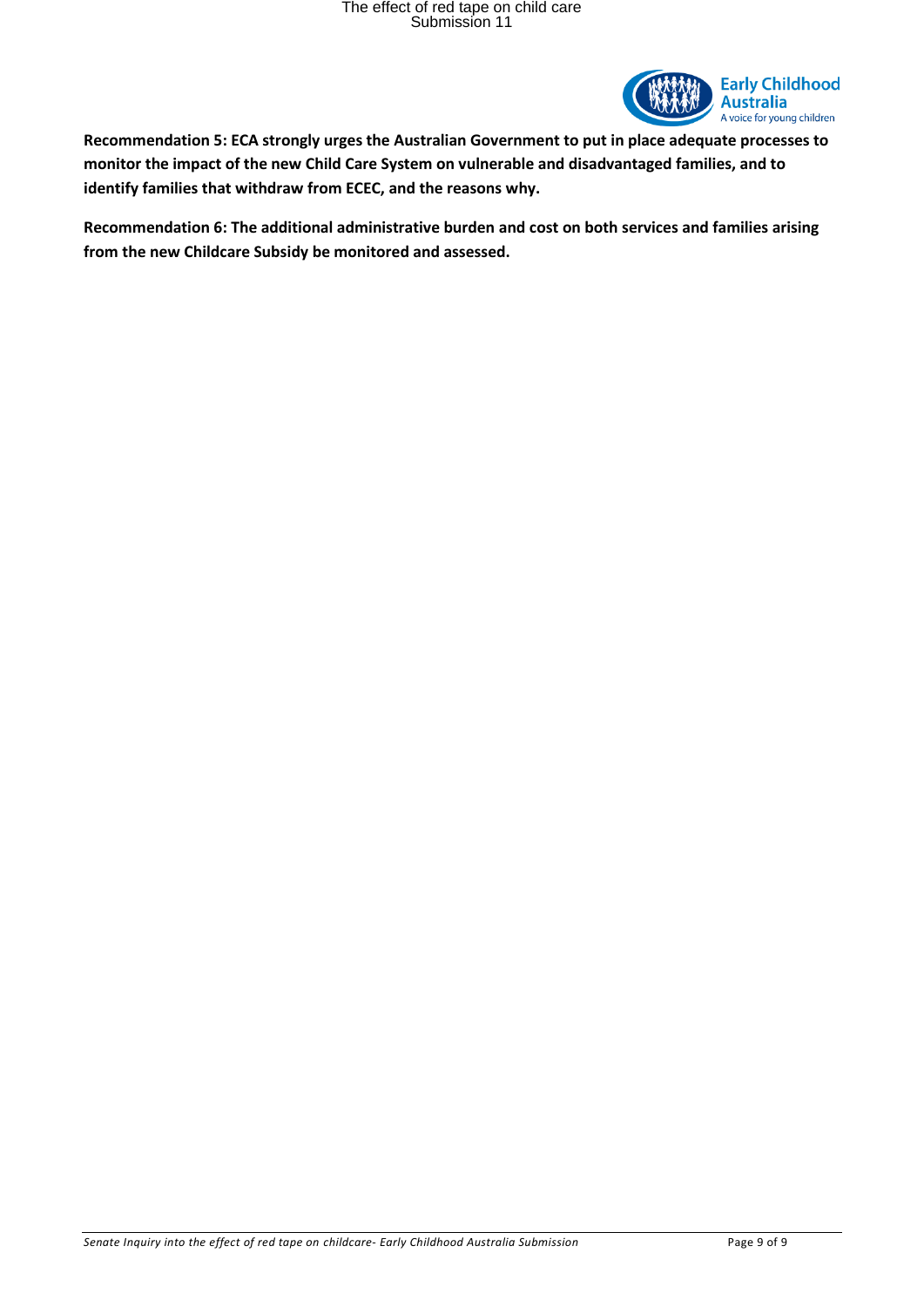**Recommendation 5: ECA strongly urges the Australian Government to put in place adequate processes to monitor the impact of the new Child Care System on vulnerable and disadvantaged families, and to identify families that withdraw from ECEC, and the reasons why.**

**Recommendation 6: The additional administrative burden and cost on both services and families arising from the new Childcare Subsidy be monitored and assessed.**